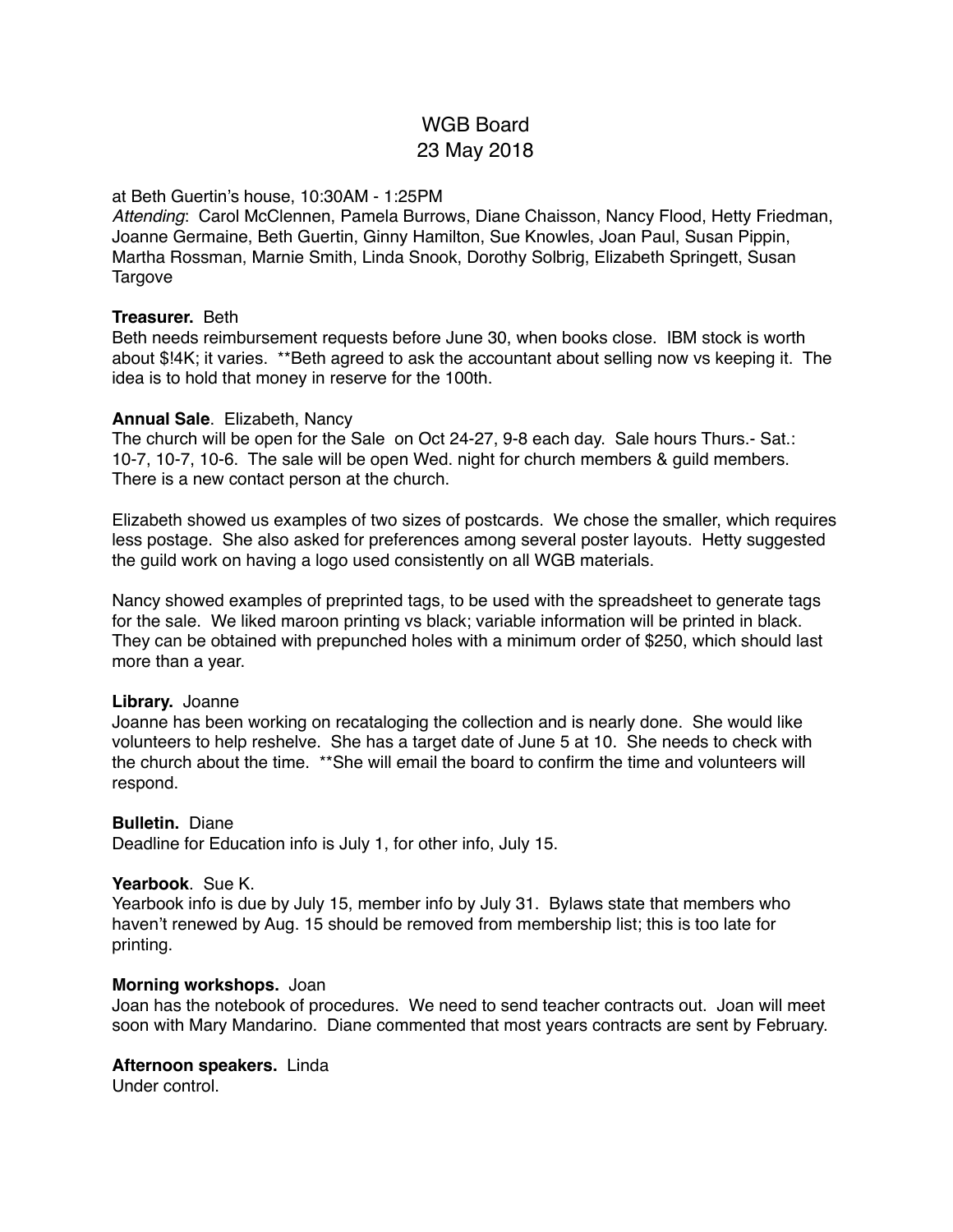# WGB Board
## 23 May 2018

at Beth Guertin's house, 10:30AM - 1:25PM
*Attending*: Carol McClennen, Pamela Burrows, Diane Chaisson, Nancy Flood, Hetty Friedman, Joanne Germaine, Beth Guertin, Ginny Hamilton, Sue Knowles, Joan Paul, Susan Pippin, Martha Rossman, Marnie Smith, Linda Snook, Dorothy Solbrig, Elizabeth Springett, Susan Targove

**Treasurer.** Beth
Beth needs reimbursement requests before June 30, when books close. IBM stock is worth about $!4K; it varies. **Beth agreed to ask the accountant about selling now vs keeping it. The idea is to hold that money in reserve for the 100th.

**Annual Sale**. Elizabeth, Nancy
The church will be open for the Sale on Oct 24-27, 9-8 each day. Sale hours Thurs.- Sat.: 10-7, 10-7, 10-6. The sale will be open Wed. night for church members & guild members. There is a new contact person at the church.

Elizabeth showed us examples of two sizes of postcards. We chose the smaller, which requires less postage. She also asked for preferences among several poster layouts. Hetty suggested the guild work on having a logo used consistently on all WGB materials.

Nancy showed examples of preprinted tags, to be used with the spreadsheet to generate tags for the sale. We liked maroon printing vs black; variable information will be printed in black. They can be obtained with prepunched holes with a minimum order of $250, which should last more than a year.

**Library.** Joanne
Joanne has been working on recataloging the collection and is nearly done. She would like volunteers to help reshelve. She has a target date of June 5 at 10. She needs to check with the church about the time. **She will email the board to confirm the time and volunteers will respond.

**Bulletin.** Diane
Deadline for Education info is July 1, for other info, July 15.

**Yearbook**. Sue K.
Yearbook info is due by July 15, member info by July 31. Bylaws state that members who haven't renewed by Aug. 15 should be removed from membership list; this is too late for printing.

**Morning workshops.** Joan
Joan has the notebook of procedures. We need to send teacher contracts out. Joan will meet soon with Mary Mandarino. Diane commented that most years contracts are sent by February.

**Afternoon speakers.** Linda
Under control.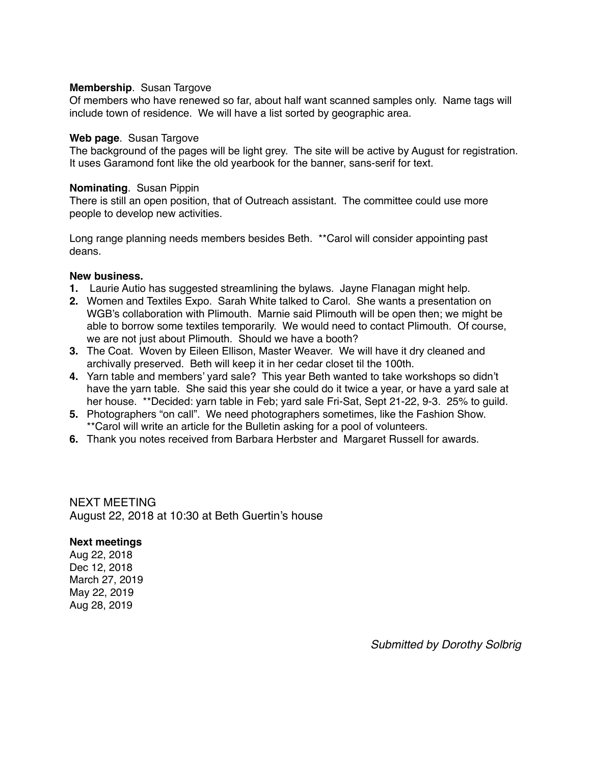**Membership**. Susan Targove
Of members who have renewed so far, about half want scanned samples only. Name tags will include town of residence. We will have a list sorted by geographic area.

**Web page**. Susan Targove
The background of the pages will be light grey. The site will be active by August for registration. It uses Garamond font like the old yearbook for the banner, sans-serif for text.

**Nominating**. Susan Pippin
There is still an open position, that of Outreach assistant. The committee could use more people to develop new activities.

Long range planning needs members besides Beth. **Carol will consider appointing past deans.

**New business.**

1. Laurie Autio has suggested streamlining the bylaws. Jayne Flanagan might help.
2. Women and Textiles Expo. Sarah White talked to Carol. She wants a presentation on WGB's collaboration with Plimouth. Marnie said Plimouth will be open then; we might be able to borrow some textiles temporarily. We would need to contact Plimouth. Of course, we are not just about Plimouth. Should we have a booth?
3. The Coat. Woven by Eileen Ellison, Master Weaver. We will have it dry cleaned and archivally preserved. Beth will keep it in her cedar closet til the 100th.
4. Yarn table and members' yard sale? This year Beth wanted to take workshops so didn't have the yarn table. She said this year she could do it twice a year, or have a yard sale at her house. **Decided: yarn table in Feb; yard sale Fri-Sat, Sept 21-22, 9-3. 25% to guild.
5. Photographers "on call". We need photographers sometimes, like the Fashion Show. **Carol will write an article for the Bulletin asking for a pool of volunteers.
6. Thank you notes received from Barbara Herbster and Margaret Russell for awards.

NEXT MEETING
August 22, 2018 at 10:30 at Beth Guertin's house

**Next meetings**
Aug 22, 2018
Dec 12, 2018
March 27, 2019
May 22, 2019
Aug 28, 2019

*Submitted by Dorothy Solbrig*